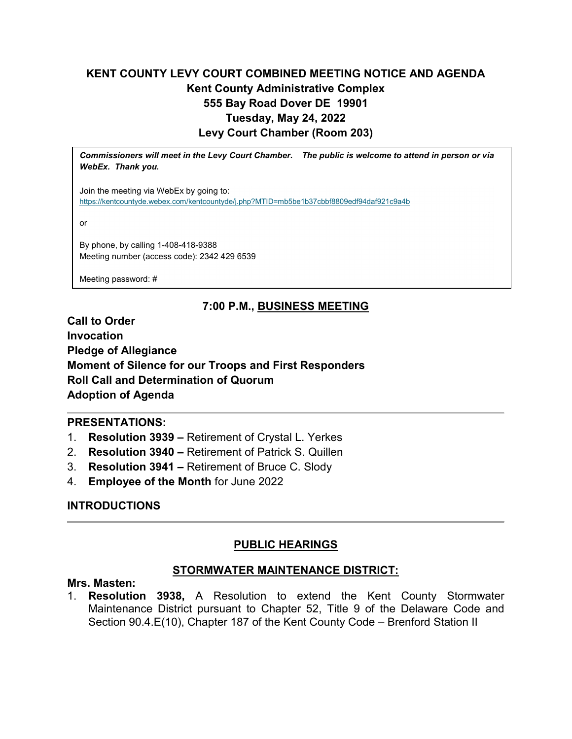# KENT COUNTY LEVY COURT COMBINED MEETING NOTICE AND AGENDA

## Kent County Administrative Complex
## 555 Bay Road Dover DE 19901
## Tuesday, May 24, 2022
## Levy Court Chamber (Room 203)

***Commissioners will meet in the Levy Court Chamber. The public is welcome to attend in person or via WebEx. Thank you.***

Join the meeting via WebEx by going to:
https://kentcountyde.webex.com/kentcountyde/j.php?MTID=mb5be1b37cbbf8809edf94daf921c9a4b

or

By phone, by calling 1-408-418-9388
Meeting number (access code): 2342 429 6539

Meeting password: #

## 7:00 P.M., BUSINESS MEETING

**Call to Order**
**Invocation**
**Pledge of Allegiance**
**Moment of Silence for our Troops and First Responders**
**Roll Call and Determination of Quorum**
**Adoption of Agenda**

---

### PRESENTATIONS:

1. **Resolution 3939 –** Retirement of Crystal L. Yerkes
2. **Resolution 3940 –** Retirement of Patrick S. Quillen
3. **Resolution 3941 –** Retirement of Bruce C. Slody
4. **Employee of the Month** for June 2022

### INTRODUCTIONS

---

## PUBLIC HEARINGS

### STORMWATER MAINTENANCE DISTRICT:

**Mrs. Masten:**

1. **Resolution 3938,** A Resolution to extend the Kent County Stormwater Maintenance District pursuant to Chapter 52, Title 9 of the Delaware Code and Section 90.4.E(10), Chapter 187 of the Kent County Code – Brenford Station II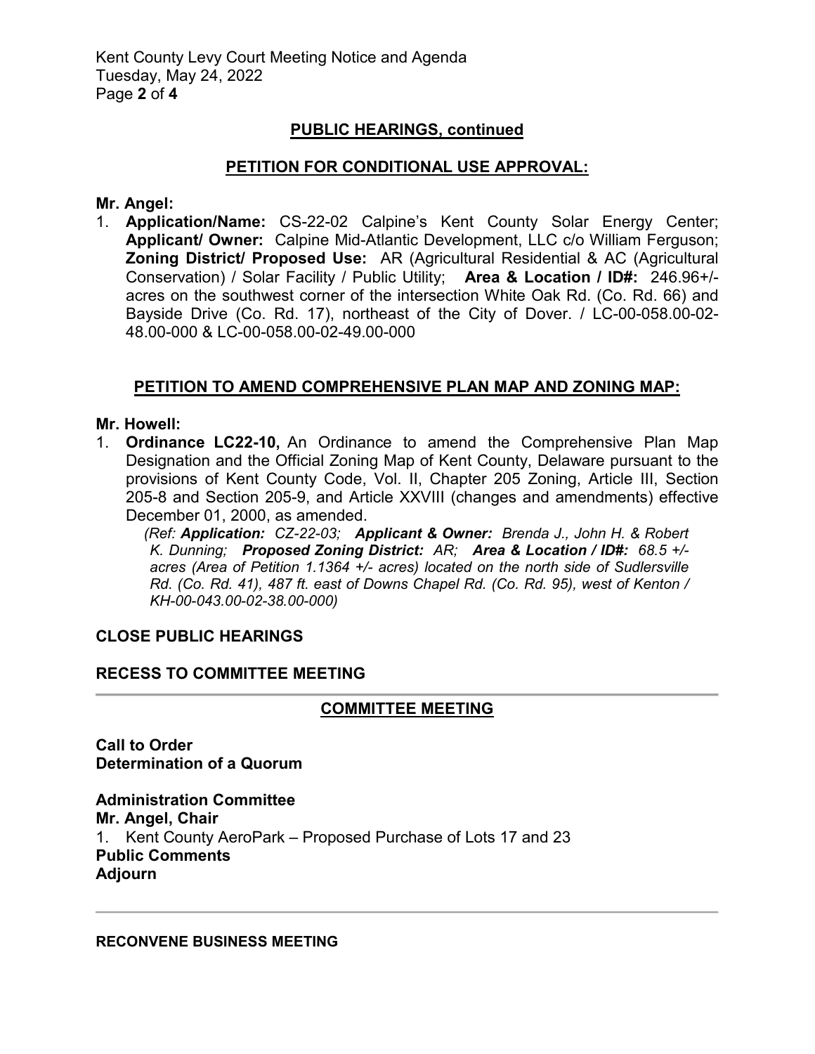## PUBLIC HEARINGS, continued

## PETITION FOR CONDITIONAL USE APPROVAL:

**Mr. Angel:**

1. **Application/Name:** CS-22-02 Calpine's Kent County Solar Energy Center; **Applicant/ Owner:** Calpine Mid-Atlantic Development, LLC c/o William Ferguson; **Zoning District/ Proposed Use:** AR (Agricultural Residential & AC (Agricultural Conservation) / Solar Facility / Public Utility; **Area & Location / ID#:** 246.96+/- acres on the southwest corner of the intersection White Oak Rd. (Co. Rd. 66) and Bayside Drive (Co. Rd. 17), northeast of the City of Dover. / LC-00-058.00-02-48.00-000 & LC-00-058.00-02-49.00-000

## PETITION TO AMEND COMPREHENSIVE PLAN MAP AND ZONING MAP:

**Mr. Howell:**

1. **Ordinance LC22-10,** An Ordinance to amend the Comprehensive Plan Map Designation and the Official Zoning Map of Kent County, Delaware pursuant to the provisions of Kent County Code, Vol. II, Chapter 205 Zoning, Article III, Section 205-8 and Section 205-9, and Article XXVIII (changes and amendments) effective December 01, 2000, as amended.

   *(Ref: **Application:** CZ-22-03; **Applicant & Owner:** Brenda J., John H. & Robert K. Dunning; **Proposed Zoning District:** AR; **Area & Location / ID#:** 68.5 +/- acres (Area of Petition 1.1364 +/- acres) located on the north side of Sudlersville Rd. (Co. Rd. 41), 487 ft. east of Downs Chapel Rd. (Co. Rd. 95), west of Kenton / KH-00-043.00-02-38.00-000)*

**CLOSE PUBLIC HEARINGS**

**RECESS TO COMMITTEE MEETING**

---

## COMMITTEE MEETING

**Call to Order**
**Determination of a Quorum**

**Administration Committee**
**Mr. Angel, Chair**

1. Kent County AeroPark – Proposed Purchase of Lots 17 and 23

**Public Comments**
**Adjourn**

---

**RECONVENE BUSINESS MEETING**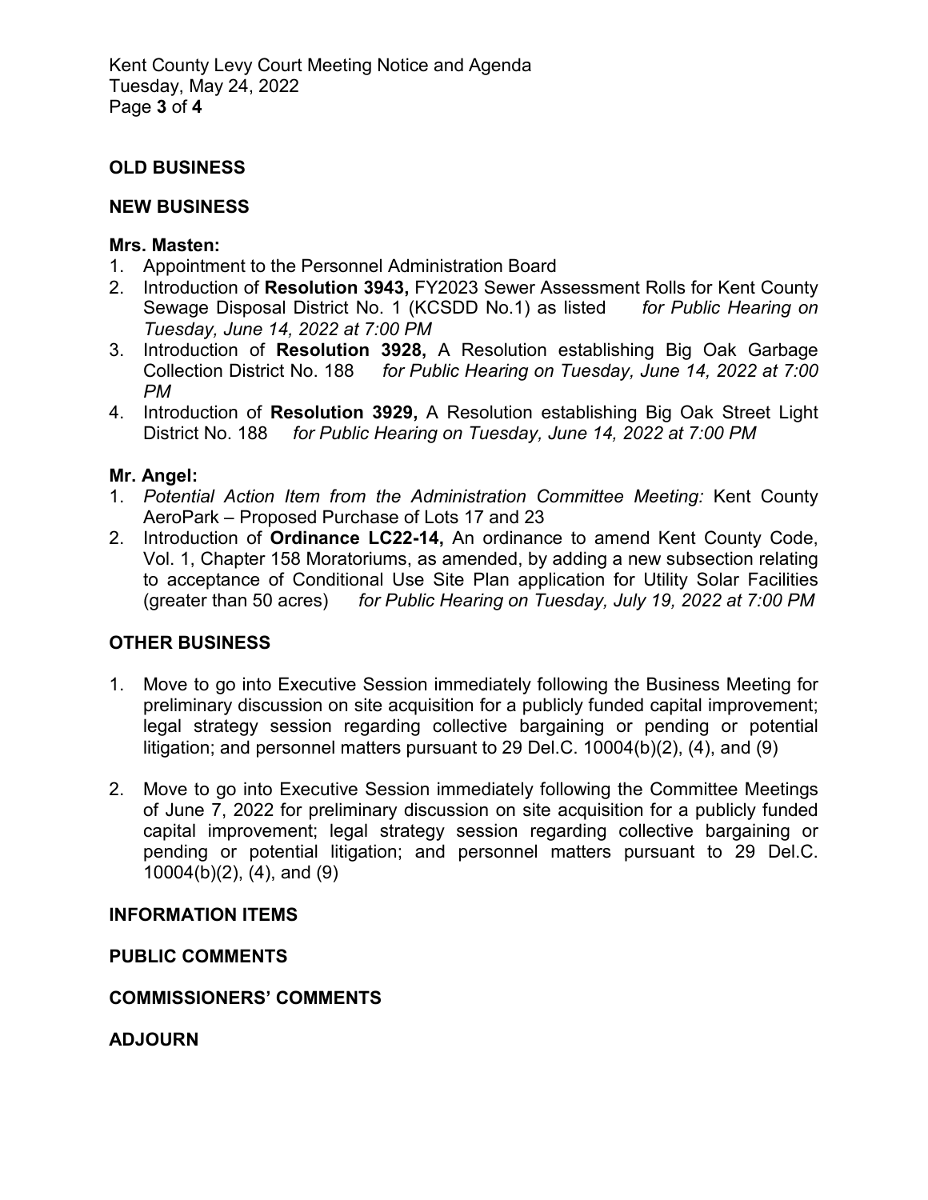## OLD BUSINESS

## NEW BUSINESS

### Mrs. Masten:

1. Appointment to the Personnel Administration Board
2. Introduction of **Resolution 3943,** FY2023 Sewer Assessment Rolls for Kent County Sewage Disposal District No. 1 (KCSDD No.1) as listed *for Public Hearing on Tuesday, June 14, 2022 at 7:00 PM*
3. Introduction of **Resolution 3928,** A Resolution establishing Big Oak Garbage Collection District No. 188 *for Public Hearing on Tuesday, June 14, 2022 at 7:00 PM*
4. Introduction of **Resolution 3929,** A Resolution establishing Big Oak Street Light District No. 188 *for Public Hearing on Tuesday, June 14, 2022 at 7:00 PM*

### Mr. Angel:

1. *Potential Action Item from the Administration Committee Meeting:* Kent County AeroPark – Proposed Purchase of Lots 17 and 23
2. Introduction of **Ordinance LC22-14,** An ordinance to amend Kent County Code, Vol. 1, Chapter 158 Moratoriums, as amended, by adding a new subsection relating to acceptance of Conditional Use Site Plan application for Utility Solar Facilities (greater than 50 acres) *for Public Hearing on Tuesday, July 19, 2022 at 7:00 PM*

## OTHER BUSINESS

1. Move to go into Executive Session immediately following the Business Meeting for preliminary discussion on site acquisition for a publicly funded capital improvement; legal strategy session regarding collective bargaining or pending or potential litigation; and personnel matters pursuant to 29 Del.C. 10004(b)(2), (4), and (9)

2. Move to go into Executive Session immediately following the Committee Meetings of June 7, 2022 for preliminary discussion on site acquisition for a publicly funded capital improvement; legal strategy session regarding collective bargaining or pending or potential litigation; and personnel matters pursuant to 29 Del.C. 10004(b)(2), (4), and (9)

## INFORMATION ITEMS

## PUBLIC COMMENTS

## COMMISSIONERS' COMMENTS

## ADJOURN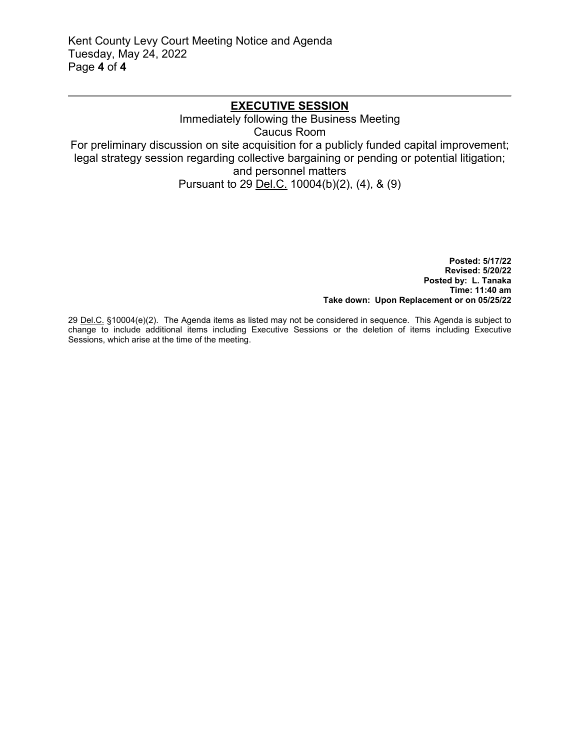## EXECUTIVE SESSION

Immediately following the Business Meeting
Caucus Room
For preliminary discussion on site acquisition for a publicly funded capital improvement; legal strategy session regarding collective bargaining or pending or potential litigation; and personnel matters
Pursuant to 29 Del.C. 10004(b)(2), (4), & (9)

**Posted: 5/17/22**
**Revised: 5/20/22**
**Posted by: L. Tanaka**
**Time: 11:40 am**
**Take down: Upon Replacement or on 05/25/22**

29 Del.C. §10004(e)(2). The Agenda items as listed may not be considered in sequence. This Agenda is subject to change to include additional items including Executive Sessions or the deletion of items including Executive Sessions, which arise at the time of the meeting.